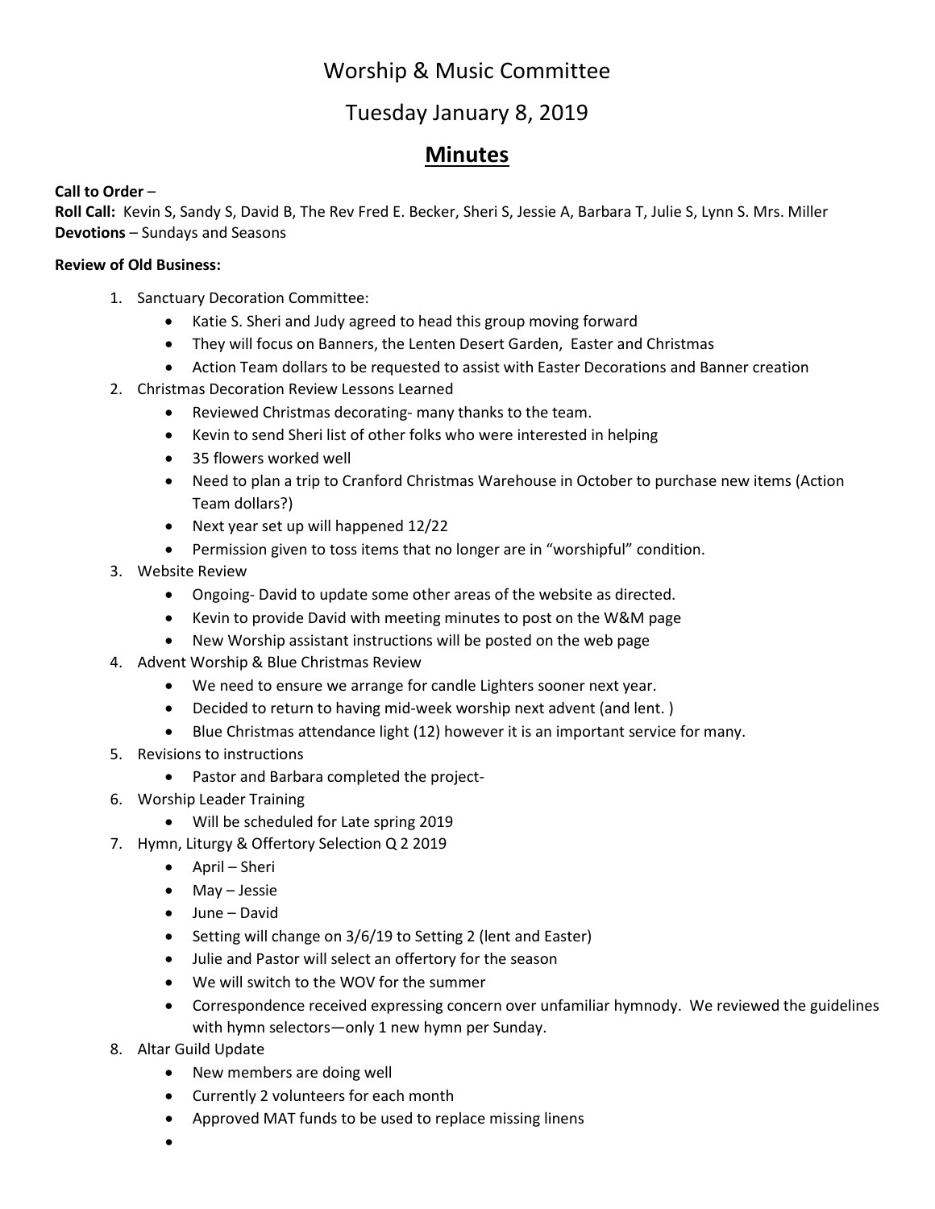# Worship & Music Committee

## Tuesday January 8, 2019

## Minutes

**Call to Order** –
**Roll Call:** Kevin S, Sandy S, David B, The Rev Fred E. Becker, Sheri S, Jessie A, Barbara T, Julie S, Lynn S. Mrs. Miller
**Devotions** – Sundays and Seasons

**Review of Old Business:**

1. Sanctuary Decoration Committee:
   - Katie S. Sheri and Judy agreed to head this group moving forward
   - They will focus on Banners, the Lenten Desert Garden, Easter and Christmas
   - Action Team dollars to be requested to assist with Easter Decorations and Banner creation
2. Christmas Decoration Review Lessons Learned
   - Reviewed Christmas decorating- many thanks to the team.
   - Kevin to send Sheri list of other folks who were interested in helping
   - 35 flowers worked well
   - Need to plan a trip to Cranford Christmas Warehouse in October to purchase new items (Action Team dollars?)
   - Next year set up will happened 12/22
   - Permission given to toss items that no longer are in "worshipful" condition.
3. Website Review
   - Ongoing- David to update some other areas of the website as directed.
   - Kevin to provide David with meeting minutes to post on the W&M page
   - New Worship assistant instructions will be posted on the web page
4. Advent Worship & Blue Christmas Review
   - We need to ensure we arrange for candle Lighters sooner next year.
   - Decided to return to having mid-week worship next advent (and lent. )
   - Blue Christmas attendance light (12) however it is an important service for many.
5. Revisions to instructions
   - Pastor and Barbara completed the project-
6. Worship Leader Training
   - Will be scheduled for Late spring 2019
7. Hymn, Liturgy & Offertory Selection Q 2 2019
   - April – Sheri
   - May – Jessie
   - June – David
   - Setting will change on 3/6/19 to Setting 2 (lent and Easter)
   - Julie and Pastor will select an offertory for the season
   - We will switch to the WOV for the summer
   - Correspondence received expressing concern over unfamiliar hymnody. We reviewed the guidelines with hymn selectors—only 1 new hymn per Sunday.
8. Altar Guild Update
   - New members are doing well
   - Currently 2 volunteers for each month
   - Approved MAT funds to be used to replace missing linens
   -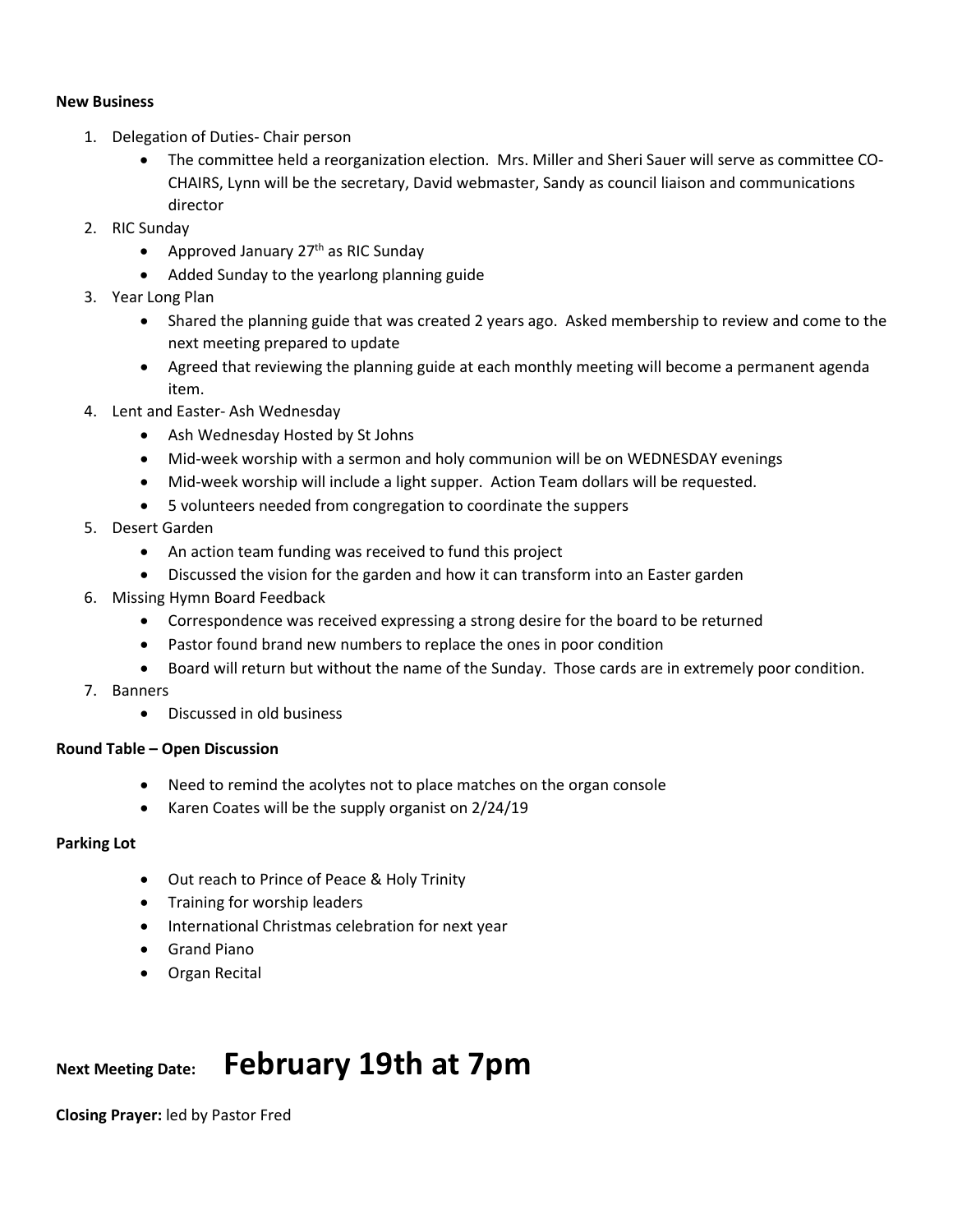**New Business**

1. Delegation of Duties- Chair person
    - The committee held a reorganization election. Mrs. Miller and Sheri Sauer will serve as committee CO-CHAIRS, Lynn will be the secretary, David webmaster, Sandy as council liaison and communications director
2. RIC Sunday
    - Approved January 27th as RIC Sunday
    - Added Sunday to the yearlong planning guide
3. Year Long Plan
    - Shared the planning guide that was created 2 years ago. Asked membership to review and come to the next meeting prepared to update
    - Agreed that reviewing the planning guide at each monthly meeting will become a permanent agenda item.
4. Lent and Easter- Ash Wednesday
    - Ash Wednesday Hosted by St Johns
    - Mid-week worship with a sermon and holy communion will be on WEDNESDAY evenings
    - Mid-week worship will include a light supper. Action Team dollars will be requested.
    - 5 volunteers needed from congregation to coordinate the suppers
5. Desert Garden
    - An action team funding was received to fund this project
    - Discussed the vision for the garden and how it can transform into an Easter garden
6. Missing Hymn Board Feedback
    - Correspondence was received expressing a strong desire for the board to be returned
    - Pastor found brand new numbers to replace the ones in poor condition
    - Board will return but without the name of the Sunday. Those cards are in extremely poor condition.
7. Banners
    - Discussed in old business

**Round Table – Open Discussion**

- Need to remind the acolytes not to place matches on the organ console
- Karen Coates will be the supply organist on 2/24/19

**Parking Lot**

- Out reach to Prince of Peace & Holy Trinity
- Training for worship leaders
- International Christmas celebration for next year
- Grand Piano
- Organ Recital

**Next Meeting Date:** **February 19th at 7pm**

**Closing Prayer:** led by Pastor Fred